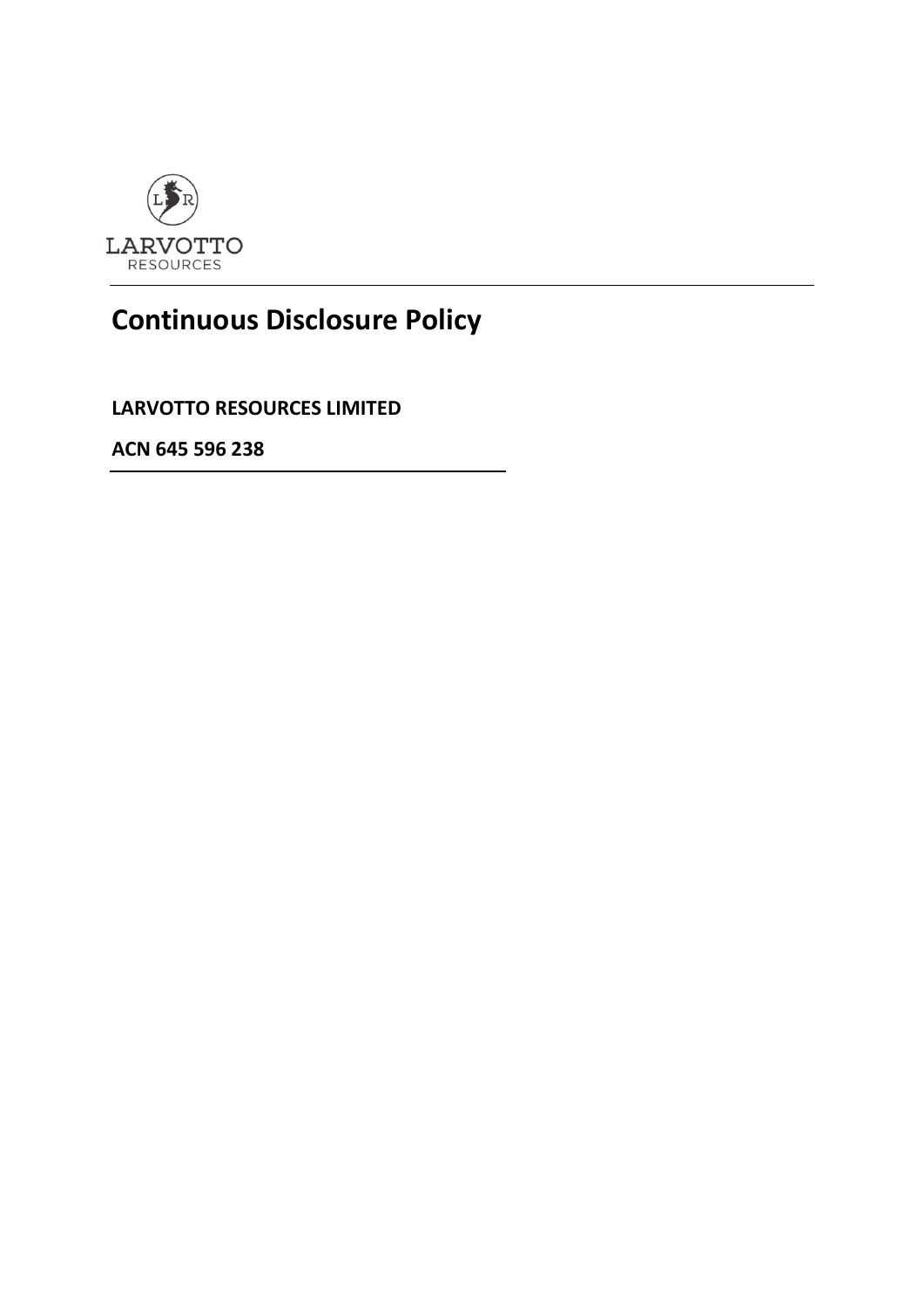LARVOTTO
RESOURCES

# Continuous Disclosure Policy

**LARVOTTO RESOURCES LIMITED**

**ACN 645 596 238**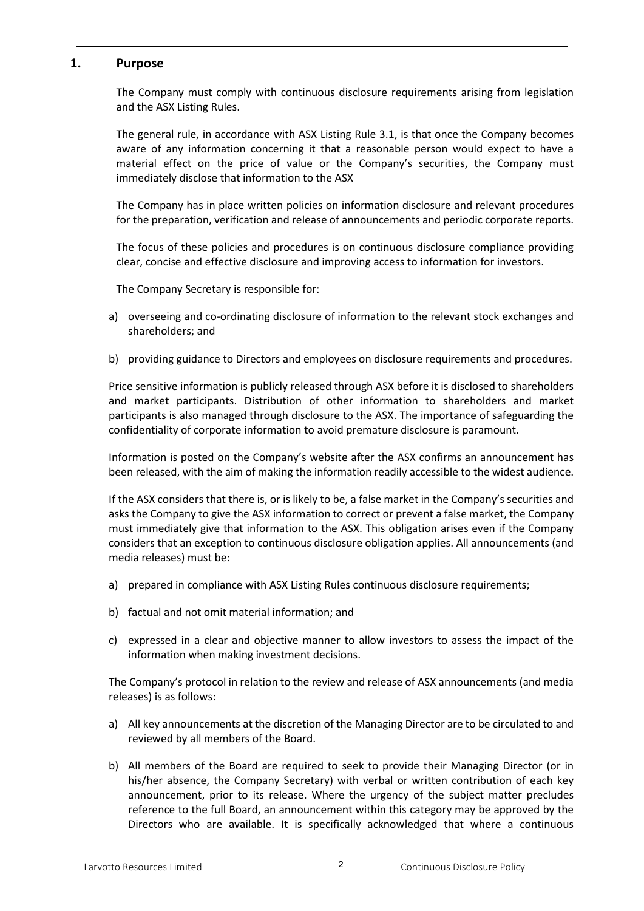## 1. Purpose

The Company must comply with continuous disclosure requirements arising from legislation and the ASX Listing Rules.

The general rule, in accordance with ASX Listing Rule 3.1, is that once the Company becomes aware of any information concerning it that a reasonable person would expect to have a material effect on the price of value or the Company's securities, the Company must immediately disclose that information to the ASX

The Company has in place written policies on information disclosure and relevant procedures for the preparation, verification and release of announcements and periodic corporate reports.

The focus of these policies and procedures is on continuous disclosure compliance providing clear, concise and effective disclosure and improving access to information for investors.

The Company Secretary is responsible for:

a) overseeing and co-ordinating disclosure of information to the relevant stock exchanges and shareholders; and

b) providing guidance to Directors and employees on disclosure requirements and procedures.

Price sensitive information is publicly released through ASX before it is disclosed to shareholders and market participants. Distribution of other information to shareholders and market participants is also managed through disclosure to the ASX. The importance of safeguarding the confidentiality of corporate information to avoid premature disclosure is paramount.

Information is posted on the Company's website after the ASX confirms an announcement has been released, with the aim of making the information readily accessible to the widest audience.

If the ASX considers that there is, or is likely to be, a false market in the Company's securities and asks the Company to give the ASX information to correct or prevent a false market, the Company must immediately give that information to the ASX. This obligation arises even if the Company considers that an exception to continuous disclosure obligation applies. All announcements (and media releases) must be:

a) prepared in compliance with ASX Listing Rules continuous disclosure requirements;

b) factual and not omit material information; and

c) expressed in a clear and objective manner to allow investors to assess the impact of the information when making investment decisions.

The Company's protocol in relation to the review and release of ASX announcements (and media releases) is as follows:

a) All key announcements at the discretion of the Managing Director are to be circulated to and reviewed by all members of the Board.

b) All members of the Board are required to seek to provide their Managing Director (or in his/her absence, the Company Secretary) with verbal or written contribution of each key announcement, prior to its release. Where the urgency of the subject matter precludes reference to the full Board, an announcement within this category may be approved by the Directors who are available. It is specifically acknowledged that where a continuous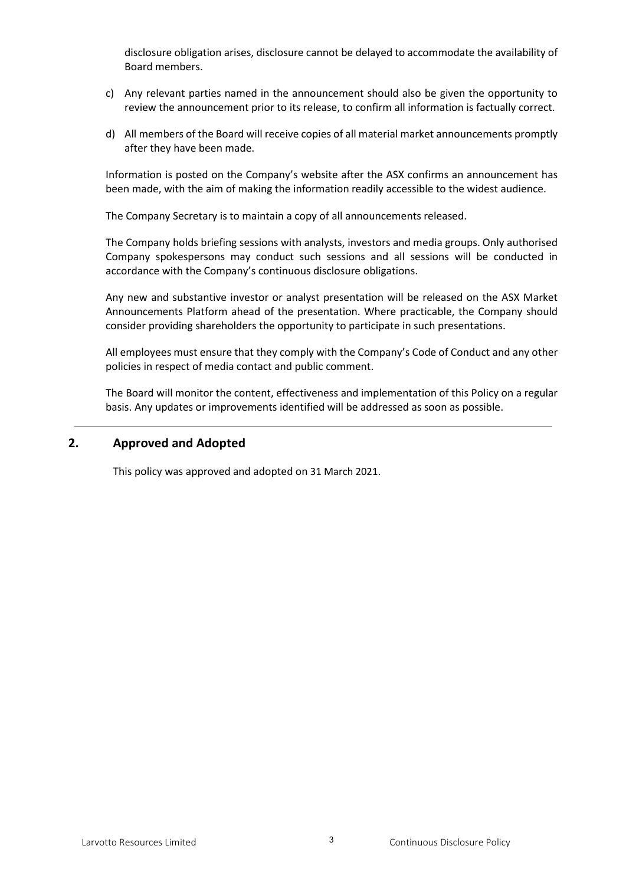disclosure obligation arises, disclosure cannot be delayed to accommodate the availability of Board members.

c) Any relevant parties named in the announcement should also be given the opportunity to review the announcement prior to its release, to confirm all information is factually correct.

d) All members of the Board will receive copies of all material market announcements promptly after they have been made.

Information is posted on the Company's website after the ASX confirms an announcement has been made, with the aim of making the information readily accessible to the widest audience.

The Company Secretary is to maintain a copy of all announcements released.

The Company holds briefing sessions with analysts, investors and media groups. Only authorised Company spokespersons may conduct such sessions and all sessions will be conducted in accordance with the Company's continuous disclosure obligations.

Any new and substantive investor or analyst presentation will be released on the ASX Market Announcements Platform ahead of the presentation. Where practicable, the Company should consider providing shareholders the opportunity to participate in such presentations.

All employees must ensure that they comply with the Company's Code of Conduct and any other policies in respect of media contact and public comment.

The Board will monitor the content, effectiveness and implementation of this Policy on a regular basis. Any updates or improvements identified will be addressed as soon as possible.

## 2. Approved and Adopted

This policy was approved and adopted on 31 March 2021.